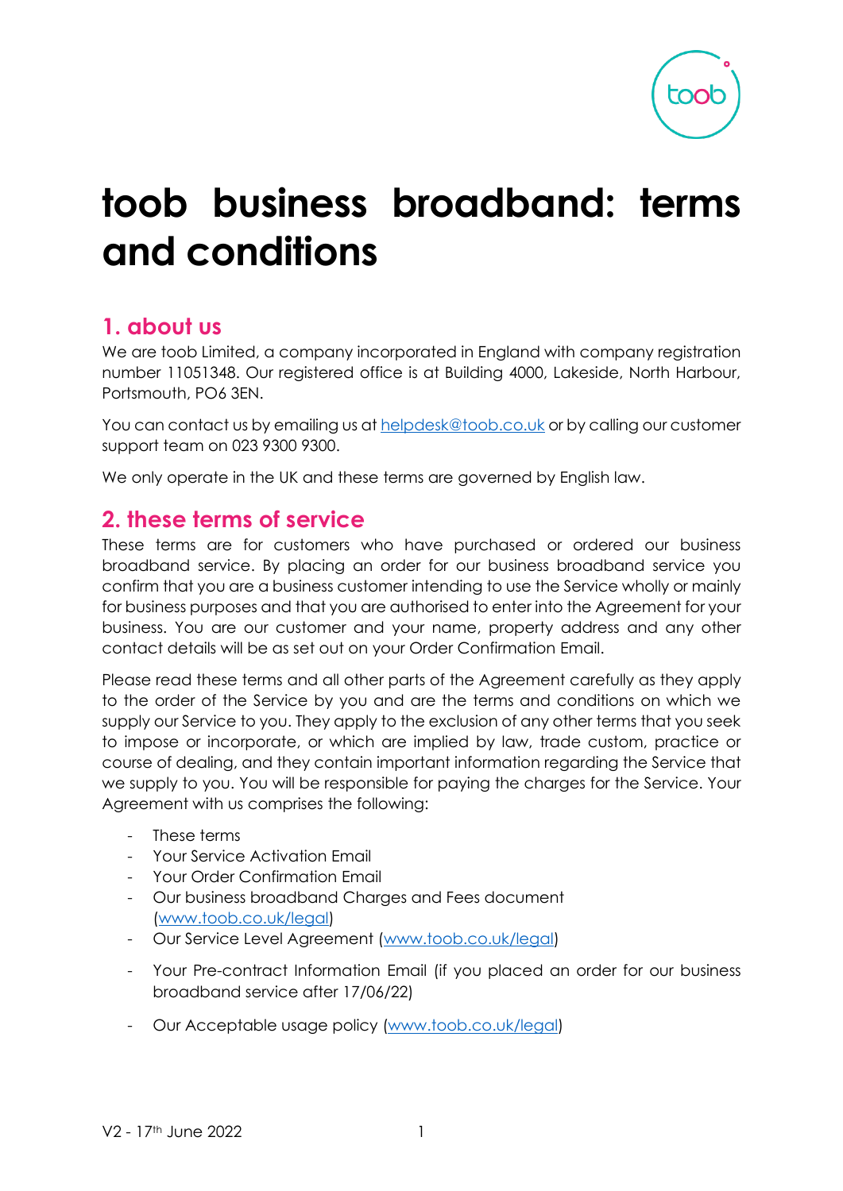# toob business broadband: terms and conditions

## 1. about us

We are toob Limited, a company incorporated in England with company registration number 11051348. Our registered office is at Building 4000, Lakeside, North Harbour, Portsmouth, PO6 3EN.

You can contact us by emailing us at helpdesk@toob.co.uk or by calling our customer support team on 023 9300 9300.

We only operate in the UK and these terms are governed by English law.

## 2. these terms of service

These terms are for customers who have purchased or ordered our business broadband service. By placing an order for our business broadband service you confirm that you are a business customer intending to use the Service wholly or mainly for business purposes and that you are authorised to enter into the Agreement for your business. You are our customer and your name, property address and any other contact details will be as set out on your Order Confirmation Email.

Please read these terms and all other parts of the Agreement carefully as they apply to the order of the Service by you and are the terms and conditions on which we supply our Service to you. They apply to the exclusion of any other terms that you seek to impose or incorporate, or which are implied by law, trade custom, practice or course of dealing, and they contain important information regarding the Service that we supply to you. You will be responsible for paying the charges for the Service. Your Agreement with us comprises the following:

- These terms
- Your Service Activation Email
- Your Order Confirmation Email
- Our business broadband Charges and Fees document (www.toob.co.uk/legal)
- Our Service Level Agreement (www.toob.co.uk/legal)
- Your Pre-contract Information Email (if you placed an order for our business broadband service after 17/06/22)
- Our Acceptable usage policy (www.toob.co.uk/legal)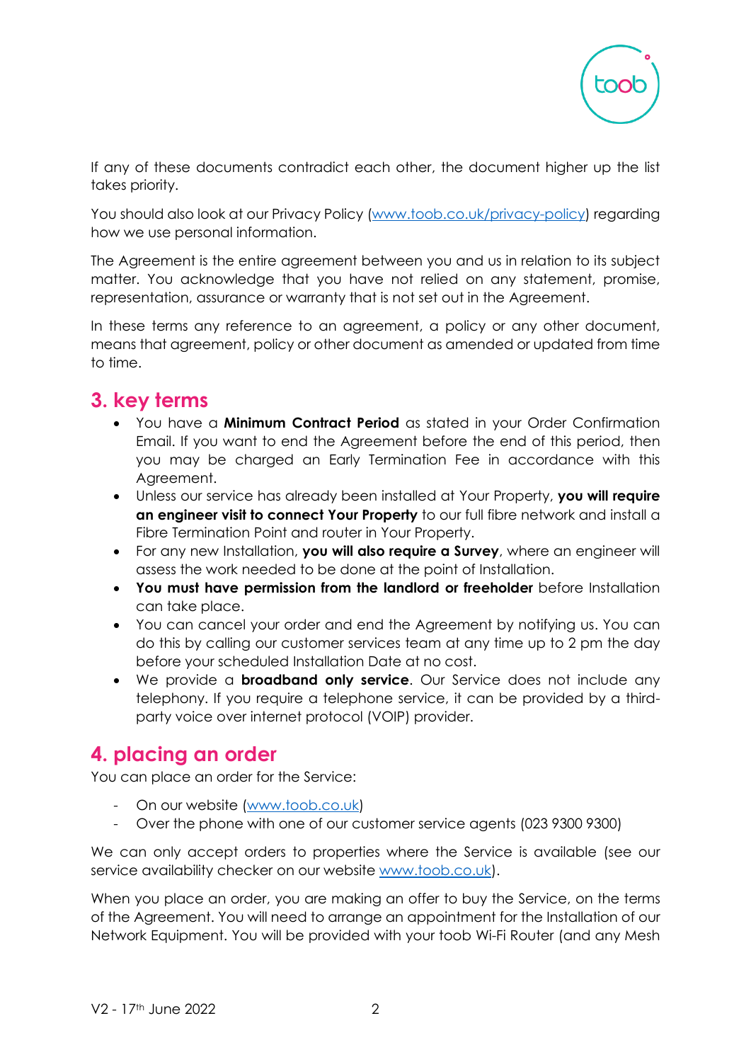If any of these documents contradict each other, the document higher up the list takes priority.

You should also look at our Privacy Policy (www.toob.co.uk/privacy-policy) regarding how we use personal information.

The Agreement is the entire agreement between you and us in relation to its subject matter. You acknowledge that you have not relied on any statement, promise, representation, assurance or warranty that is not set out in the Agreement.

In these terms any reference to an agreement, a policy or any other document, means that agreement, policy or other document as amended or updated from time to time.

## 3. key terms

- You have a **Minimum Contract Period** as stated in your Order Confirmation Email. If you want to end the Agreement before the end of this period, then you may be charged an Early Termination Fee in accordance with this Agreement.
- Unless our service has already been installed at Your Property, **you will require an engineer visit to connect Your Property** to our full fibre network and install a Fibre Termination Point and router in Your Property.
- For any new Installation, **you will also require a Survey**, where an engineer will assess the work needed to be done at the point of Installation.
- **You must have permission from the landlord or freeholder** before Installation can take place.
- You can cancel your order and end the Agreement by notifying us. You can do this by calling our customer services team at any time up to 2 pm the day before your scheduled Installation Date at no cost.
- We provide a **broadband only service**. Our Service does not include any telephony. If you require a telephone service, it can be provided by a third-party voice over internet protocol (VOIP) provider.

## 4. placing an order

You can place an order for the Service:

- On our website (www.toob.co.uk)
- Over the phone with one of our customer service agents (023 9300 9300)

We can only accept orders to properties where the Service is available (see our service availability checker on our website www.toob.co.uk).

When you place an order, you are making an offer to buy the Service, on the terms of the Agreement. You will need to arrange an appointment for the Installation of our Network Equipment. You will be provided with your toob Wi-Fi Router (and any Mesh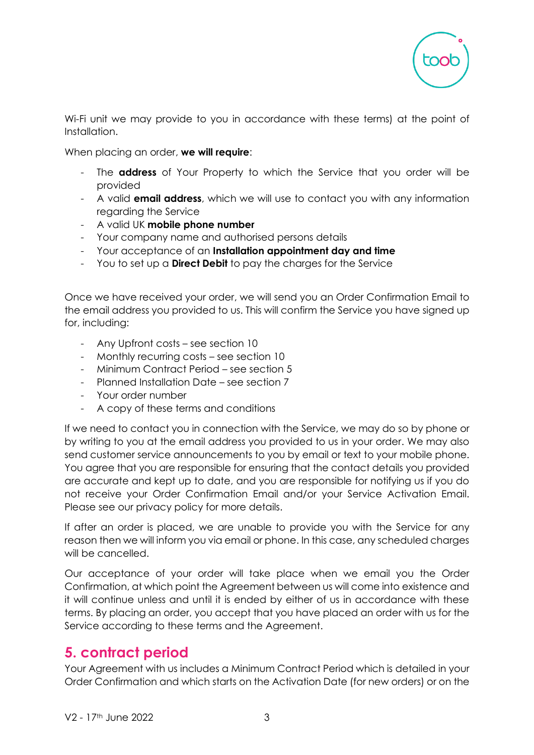Wi-Fi unit we may provide to you in accordance with these terms) at the point of Installation.

When placing an order, **we will require**:

- The **address** of Your Property to which the Service that you order will be provided
- A valid **email address**, which we will use to contact you with any information regarding the Service
- A valid UK **mobile phone number**
- Your company name and authorised persons details
- Your acceptance of an **Installation appointment day and time**
- You to set up a **Direct Debit** to pay the charges for the Service

Once we have received your order, we will send you an Order Confirmation Email to the email address you provided to us. This will confirm the Service you have signed up for, including:

- Any Upfront costs – see section 10
- Monthly recurring costs – see section 10
- Minimum Contract Period – see section 5
- Planned Installation Date – see section 7
- Your order number
- A copy of these terms and conditions

If we need to contact you in connection with the Service, we may do so by phone or by writing to you at the email address you provided to us in your order. We may also send customer service announcements to you by email or text to your mobile phone. You agree that you are responsible for ensuring that the contact details you provided are accurate and kept up to date, and you are responsible for notifying us if you do not receive your Order Confirmation Email and/or your Service Activation Email. Please see our privacy policy for more details.

If after an order is placed, we are unable to provide you with the Service for any reason then we will inform you via email or phone. In this case, any scheduled charges will be cancelled.

Our acceptance of your order will take place when we email you the Order Confirmation, at which point the Agreement between us will come into existence and it will continue unless and until it is ended by either of us in accordance with these terms. By placing an order, you accept that you have placed an order with us for the Service according to these terms and the Agreement.

## 5. contract period

Your Agreement with us includes a Minimum Contract Period which is detailed in your Order Confirmation and which starts on the Activation Date (for new orders) or on the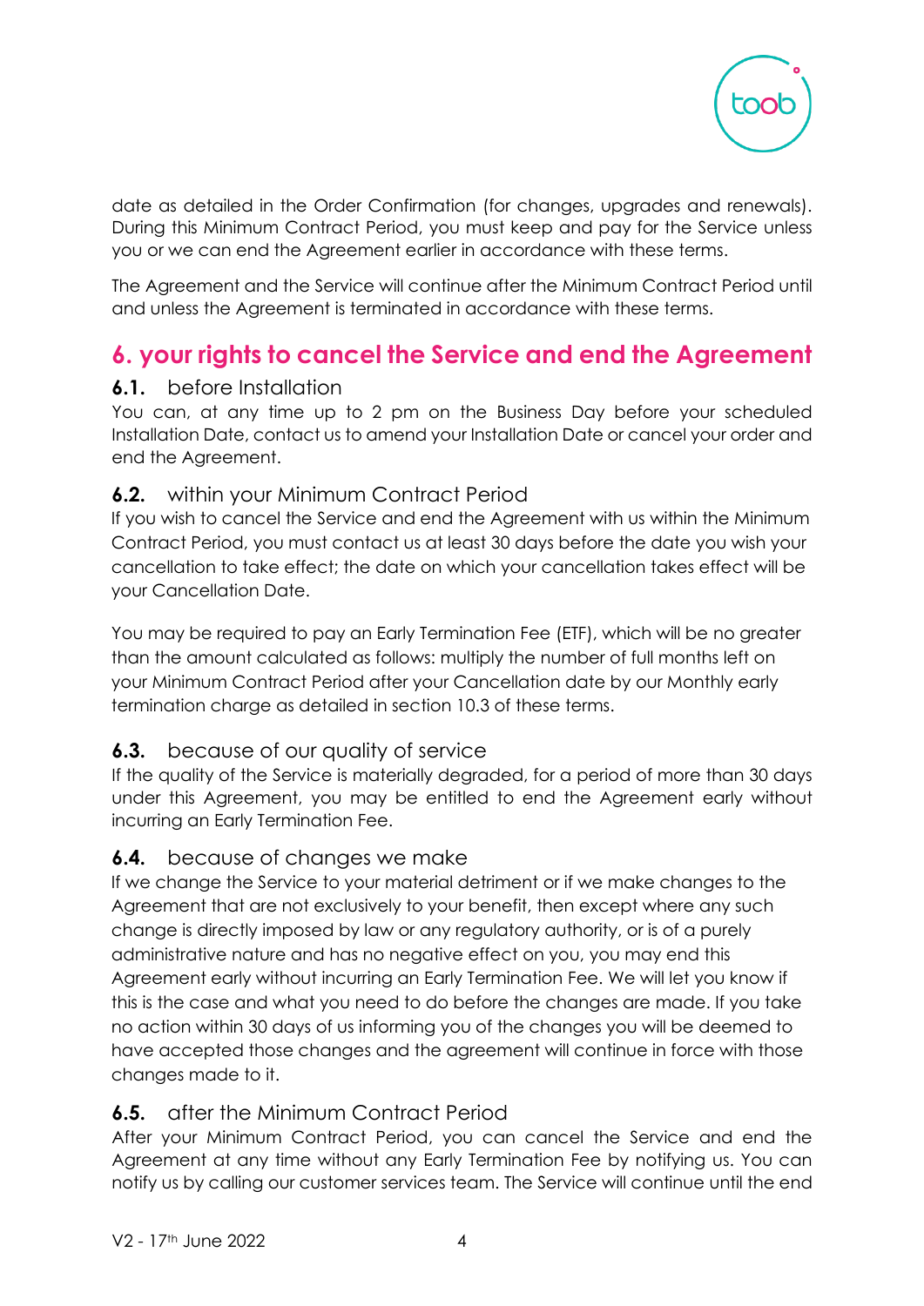date as detailed in the Order Confirmation (for changes, upgrades and renewals). During this Minimum Contract Period, you must keep and pay for the Service unless you or we can end the Agreement earlier in accordance with these terms.

The Agreement and the Service will continue after the Minimum Contract Period until and unless the Agreement is terminated in accordance with these terms.

## 6. your rights to cancel the Service and end the Agreement

### 6.1. before Installation

You can, at any time up to 2 pm on the Business Day before your scheduled Installation Date, contact us to amend your Installation Date or cancel your order and end the Agreement.

### 6.2. within your Minimum Contract Period

If you wish to cancel the Service and end the Agreement with us within the Minimum Contract Period, you must contact us at least 30 days before the date you wish your cancellation to take effect; the date on which your cancellation takes effect will be your Cancellation Date.

You may be required to pay an Early Termination Fee (ETF), which will be no greater than the amount calculated as follows: multiply the number of full months left on your Minimum Contract Period after your Cancellation date by our Monthly early termination charge as detailed in section 10.3 of these terms.

### 6.3. because of our quality of service

If the quality of the Service is materially degraded, for a period of more than 30 days under this Agreement, you may be entitled to end the Agreement early without incurring an Early Termination Fee.

### 6.4. because of changes we make

If we change the Service to your material detriment or if we make changes to the Agreement that are not exclusively to your benefit, then except where any such change is directly imposed by law or any regulatory authority, or is of a purely administrative nature and has no negative effect on you, you may end this Agreement early without incurring an Early Termination Fee. We will let you know if this is the case and what you need to do before the changes are made. If you take no action within 30 days of us informing you of the changes you will be deemed to have accepted those changes and the agreement will continue in force with those changes made to it.

### 6.5. after the Minimum Contract Period

After your Minimum Contract Period, you can cancel the Service and end the Agreement at any time without any Early Termination Fee by notifying us. You can notify us by calling our customer services team. The Service will continue until the end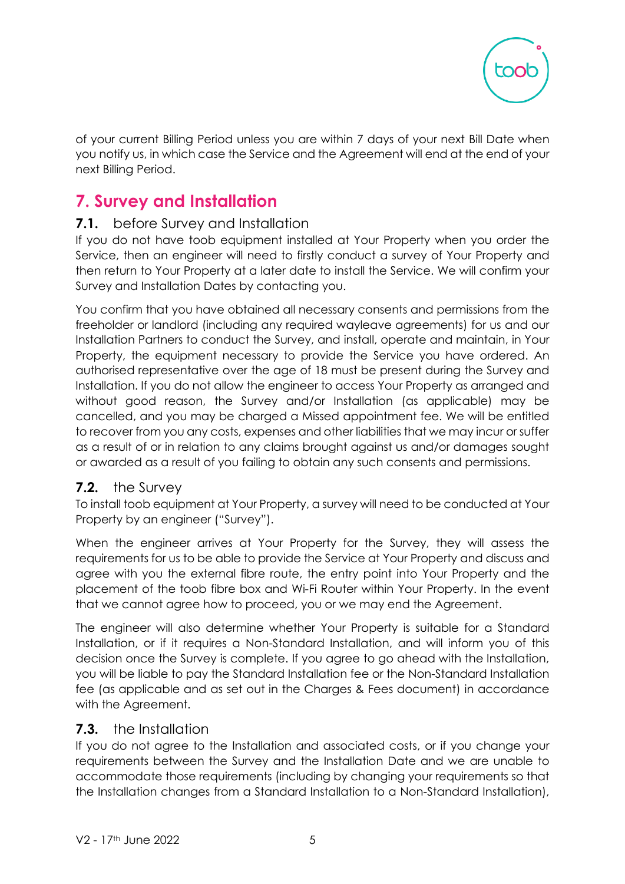of your current Billing Period unless you are within 7 days of your next Bill Date when you notify us, in which case the Service and the Agreement will end at the end of your next Billing Period.

## 7. Survey and Installation

### 7.1. before Survey and Installation

If you do not have toob equipment installed at Your Property when you order the Service, then an engineer will need to firstly conduct a survey of Your Property and then return to Your Property at a later date to install the Service. We will confirm your Survey and Installation Dates by contacting you.

You confirm that you have obtained all necessary consents and permissions from the freeholder or landlord (including any required wayleave agreements) for us and our Installation Partners to conduct the Survey, and install, operate and maintain, in Your Property, the equipment necessary to provide the Service you have ordered. An authorised representative over the age of 18 must be present during the Survey and Installation. If you do not allow the engineer to access Your Property as arranged and without good reason, the Survey and/or Installation (as applicable) may be cancelled, and you may be charged a Missed appointment fee. We will be entitled to recover from you any costs, expenses and other liabilities that we may incur or suffer as a result of or in relation to any claims brought against us and/or damages sought or awarded as a result of you failing to obtain any such consents and permissions.

### 7.2. the Survey

To install toob equipment at Your Property, a survey will need to be conducted at Your Property by an engineer ("Survey").

When the engineer arrives at Your Property for the Survey, they will assess the requirements for us to be able to provide the Service at Your Property and discuss and agree with you the external fibre route, the entry point into Your Property and the placement of the toob fibre box and Wi-Fi Router within Your Property. In the event that we cannot agree how to proceed, you or we may end the Agreement.

The engineer will also determine whether Your Property is suitable for a Standard Installation, or if it requires a Non-Standard Installation, and will inform you of this decision once the Survey is complete. If you agree to go ahead with the Installation, you will be liable to pay the Standard Installation fee or the Non-Standard Installation fee (as applicable and as set out in the Charges & Fees document) in accordance with the Agreement.

### 7.3. the Installation

If you do not agree to the Installation and associated costs, or if you change your requirements between the Survey and the Installation Date and we are unable to accommodate those requirements (including by changing your requirements so that the Installation changes from a Standard Installation to a Non-Standard Installation),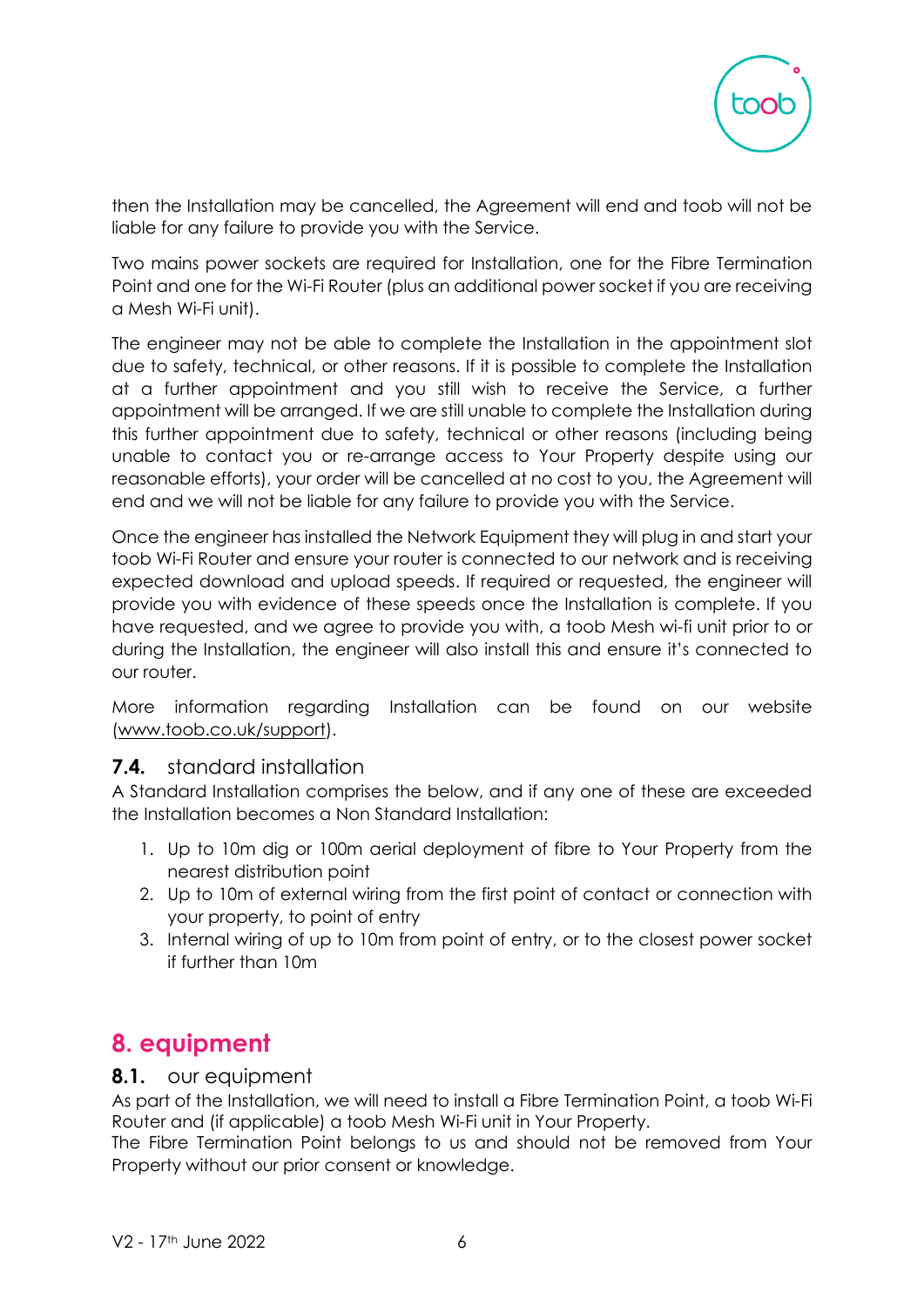then the Installation may be cancelled, the Agreement will end and toob will not be liable for any failure to provide you with the Service.

Two mains power sockets are required for Installation, one for the Fibre Termination Point and one for the Wi-Fi Router (plus an additional power socket if you are receiving a Mesh Wi-Fi unit).

The engineer may not be able to complete the Installation in the appointment slot due to safety, technical, or other reasons. If it is possible to complete the Installation at a further appointment and you still wish to receive the Service, a further appointment will be arranged. If we are still unable to complete the Installation during this further appointment due to safety, technical or other reasons (including being unable to contact you or re-arrange access to Your Property despite using our reasonable efforts), your order will be cancelled at no cost to you, the Agreement will end and we will not be liable for any failure to provide you with the Service.

Once the engineer has installed the Network Equipment they will plug in and start your toob Wi-Fi Router and ensure your router is connected to our network and is receiving expected download and upload speeds. If required or requested, the engineer will provide you with evidence of these speeds once the Installation is complete. If you have requested, and we agree to provide you with, a toob Mesh wi-fi unit prior to or during the Installation, the engineer will also install this and ensure it's connected to our router.

More information regarding Installation can be found on our website (www.toob.co.uk/support).

### **7.4.** standard installation

A Standard Installation comprises the below, and if any one of these are exceeded the Installation becomes a Non Standard Installation:

1. Up to 10m dig or 100m aerial deployment of fibre to Your Property from the nearest distribution point
2. Up to 10m of external wiring from the first point of contact or connection with your property, to point of entry
3. Internal wiring of up to 10m from point of entry, or to the closest power socket if further than 10m

## 8. equipment

### **8.1.** our equipment

As part of the Installation, we will need to install a Fibre Termination Point, a toob Wi-Fi Router and (if applicable) a toob Mesh Wi-Fi unit in Your Property.
The Fibre Termination Point belongs to us and should not be removed from Your Property without our prior consent or knowledge.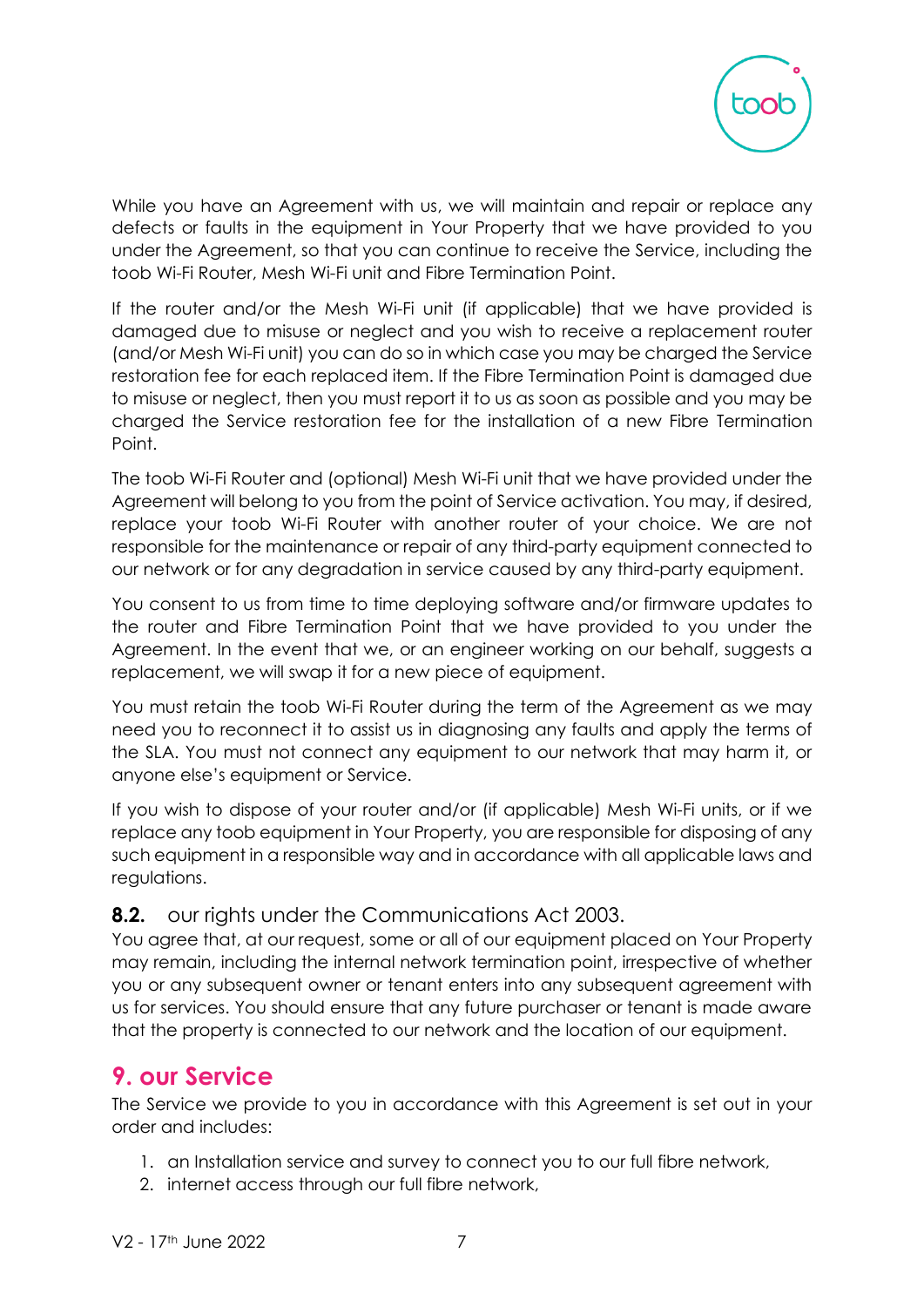While you have an Agreement with us, we will maintain and repair or replace any defects or faults in the equipment in Your Property that we have provided to you under the Agreement, so that you can continue to receive the Service, including the toob Wi-Fi Router, Mesh Wi-Fi unit and Fibre Termination Point.

If the router and/or the Mesh Wi-Fi unit (if applicable) that we have provided is damaged due to misuse or neglect and you wish to receive a replacement router (and/or Mesh Wi-Fi unit) you can do so in which case you may be charged the Service restoration fee for each replaced item. If the Fibre Termination Point is damaged due to misuse or neglect, then you must report it to us as soon as possible and you may be charged the Service restoration fee for the installation of a new Fibre Termination Point.

The toob Wi-Fi Router and (optional) Mesh Wi-Fi unit that we have provided under the Agreement will belong to you from the point of Service activation. You may, if desired, replace your toob Wi-Fi Router with another router of your choice. We are not responsible for the maintenance or repair of any third-party equipment connected to our network or for any degradation in service caused by any third-party equipment.

You consent to us from time to time deploying software and/or firmware updates to the router and Fibre Termination Point that we have provided to you under the Agreement. In the event that we, or an engineer working on our behalf, suggests a replacement, we will swap it for a new piece of equipment.

You must retain the toob Wi-Fi Router during the term of the Agreement as we may need you to reconnect it to assist us in diagnosing any faults and apply the terms of the SLA. You must not connect any equipment to our network that may harm it, or anyone else's equipment or Service.

If you wish to dispose of your router and/or (if applicable) Mesh Wi-Fi units, or if we replace any toob equipment in Your Property, you are responsible for disposing of any such equipment in a responsible way and in accordance with all applicable laws and regulations.

### **8.2.** our rights under the Communications Act 2003.

You agree that, at our request, some or all of our equipment placed on Your Property may remain, including the internal network termination point, irrespective of whether you or any subsequent owner or tenant enters into any subsequent agreement with us for services. You should ensure that any future purchaser or tenant is made aware that the property is connected to our network and the location of our equipment.

## 9. our Service

The Service we provide to you in accordance with this Agreement is set out in your order and includes:

1. an Installation service and survey to connect you to our full fibre network,
2. internet access through our full fibre network,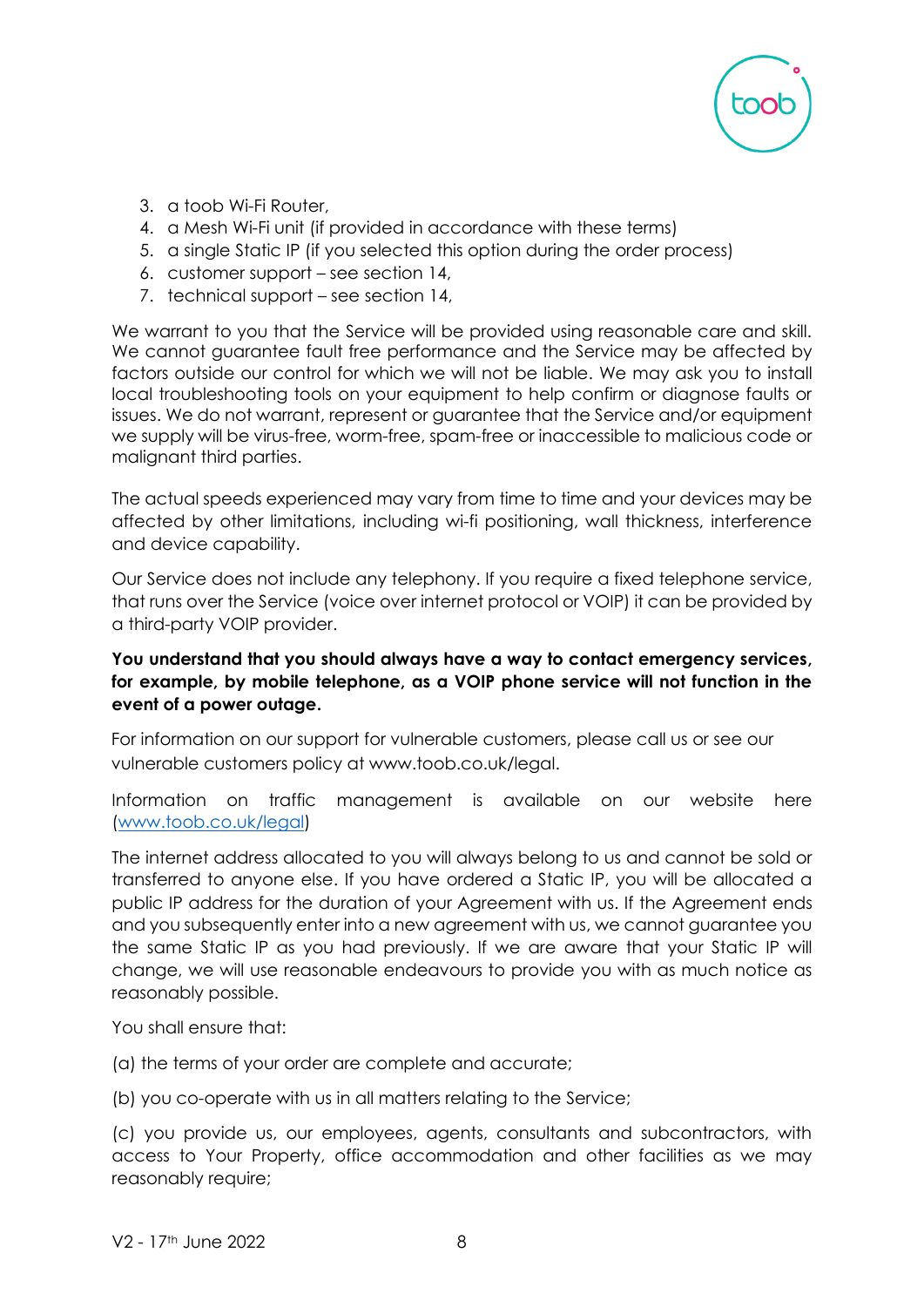3. a toob Wi-Fi Router,
4. a Mesh Wi-Fi unit (if provided in accordance with these terms)
5. a single Static IP (if you selected this option during the order process)
6. customer support – see section 14,
7. technical support – see section 14,

We warrant to you that the Service will be provided using reasonable care and skill. We cannot guarantee fault free performance and the Service may be affected by factors outside our control for which we will not be liable. We may ask you to install local troubleshooting tools on your equipment to help confirm or diagnose faults or issues. We do not warrant, represent or guarantee that the Service and/or equipment we supply will be virus-free, worm-free, spam-free or inaccessible to malicious code or malignant third parties.

The actual speeds experienced may vary from time to time and your devices may be affected by other limitations, including wi-fi positioning, wall thickness, interference and device capability.

Our Service does not include any telephony. If you require a fixed telephone service, that runs over the Service (voice over internet protocol or VOIP) it can be provided by a third-party VOIP provider.

**You understand that you should always have a way to contact emergency services, for example, by mobile telephone, as a VOIP phone service will not function in the event of a power outage.**

For information on our support for vulnerable customers, please call us or see our vulnerable customers policy at www.toob.co.uk/legal.

Information on traffic management is available on our website here ([www.toob.co.uk/legal](www.toob.co.uk/legal))

The internet address allocated to you will always belong to us and cannot be sold or transferred to anyone else. If you have ordered a Static IP, you will be allocated a public IP address for the duration of your Agreement with us. If the Agreement ends and you subsequently enter into a new agreement with us, we cannot guarantee you the same Static IP as you had previously. If we are aware that your Static IP will change, we will use reasonable endeavours to provide you with as much notice as reasonably possible.

You shall ensure that:

(a) the terms of your order are complete and accurate;

(b) you co-operate with us in all matters relating to the Service;

(c) you provide us, our employees, agents, consultants and subcontractors, with access to Your Property, office accommodation and other facilities as we may reasonably require;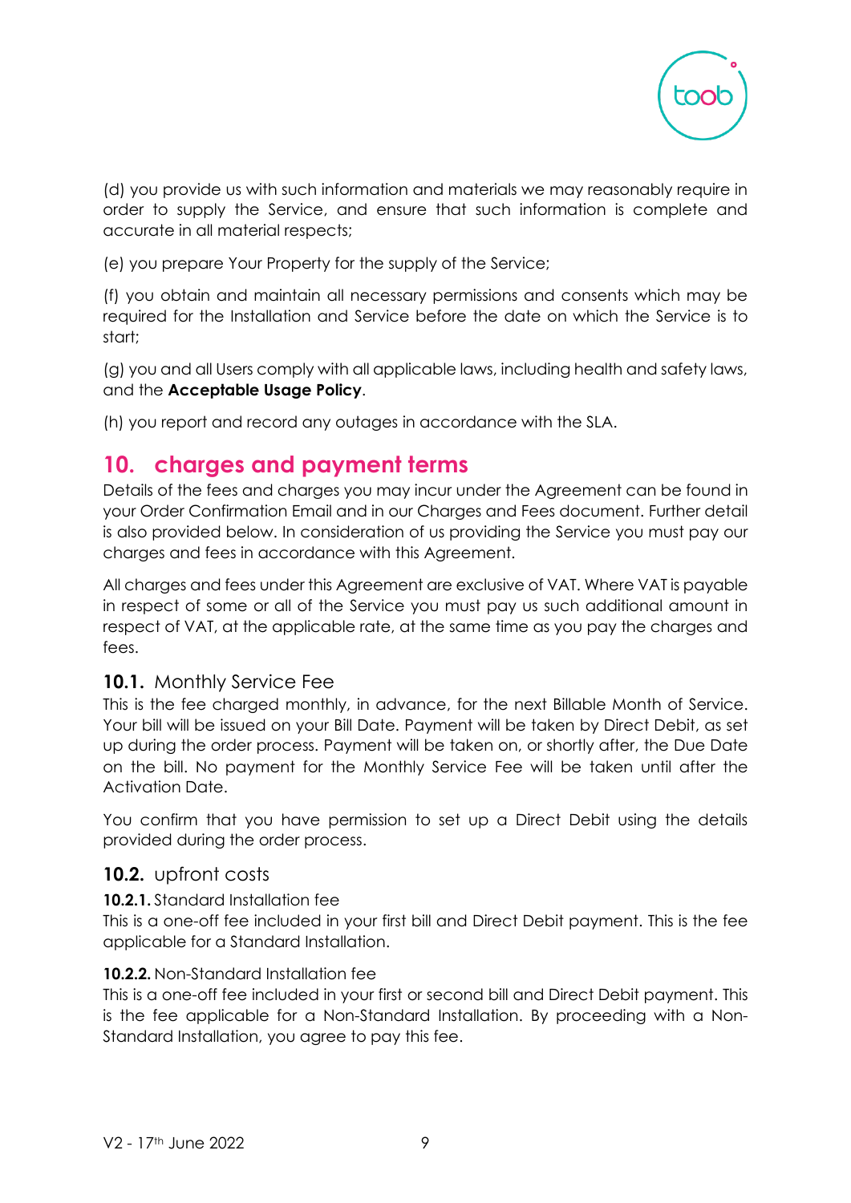(d) you provide us with such information and materials we may reasonably require in order to supply the Service, and ensure that such information is complete and accurate in all material respects;

(e) you prepare Your Property for the supply of the Service;

(f) you obtain and maintain all necessary permissions and consents which may be required for the Installation and Service before the date on which the Service is to start;

(g) you and all Users comply with all applicable laws, including health and safety laws, and the **Acceptable Usage Policy**.

(h) you report and record any outages in accordance with the SLA.

## 10. charges and payment terms

Details of the fees and charges you may incur under the Agreement can be found in your Order Confirmation Email and in our Charges and Fees document. Further detail is also provided below. In consideration of us providing the Service you must pay our charges and fees in accordance with this Agreement.

All charges and fees under this Agreement are exclusive of VAT. Where VAT is payable in respect of some or all of the Service you must pay us such additional amount in respect of VAT, at the applicable rate, at the same time as you pay the charges and fees.

### 10.1. Monthly Service Fee

This is the fee charged monthly, in advance, for the next Billable Month of Service. Your bill will be issued on your Bill Date. Payment will be taken by Direct Debit, as set up during the order process. Payment will be taken on, or shortly after, the Due Date on the bill. No payment for the Monthly Service Fee will be taken until after the Activation Date.

You confirm that you have permission to set up a Direct Debit using the details provided during the order process.

### 10.2. upfront costs

**10.2.1.** Standard Installation fee

This is a one-off fee included in your first bill and Direct Debit payment. This is the fee applicable for a Standard Installation.

**10.2.2.** Non-Standard Installation fee

This is a one-off fee included in your first or second bill and Direct Debit payment. This is the fee applicable for a Non-Standard Installation. By proceeding with a Non-Standard Installation, you agree to pay this fee.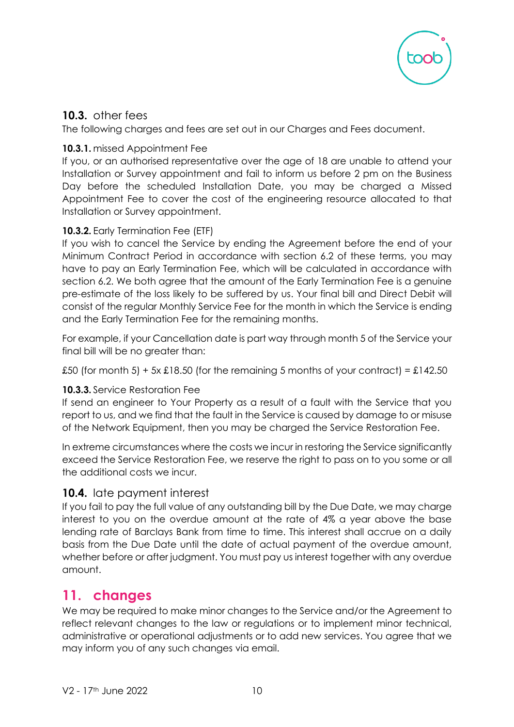### 10.3. other fees

The following charges and fees are set out in our Charges and Fees document.

#### 10.3.1. missed Appointment Fee

If you, or an authorised representative over the age of 18 are unable to attend your Installation or Survey appointment and fail to inform us before 2 pm on the Business Day before the scheduled Installation Date, you may be charged a Missed Appointment Fee to cover the cost of the engineering resource allocated to that Installation or Survey appointment.

#### 10.3.2. Early Termination Fee (ETF)

If you wish to cancel the Service by ending the Agreement before the end of your Minimum Contract Period in accordance with section 6.2 of these terms, you may have to pay an Early Termination Fee, which will be calculated in accordance with section 6.2. We both agree that the amount of the Early Termination Fee is a genuine pre-estimate of the loss likely to be suffered by us. Your final bill and Direct Debit will consist of the regular Monthly Service Fee for the month in which the Service is ending and the Early Termination Fee for the remaining months.

For example, if your Cancellation date is part way through month 5 of the Service your final bill will be no greater than:

£50 (for month 5) + 5x £18.50 (for the remaining 5 months of your contract) = £142.50

#### 10.3.3. Service Restoration Fee

If send an engineer to Your Property as a result of a fault with the Service that you report to us, and we find that the fault in the Service is caused by damage to or misuse of the Network Equipment, then you may be charged the Service Restoration Fee.

In extreme circumstances where the costs we incur in restoring the Service significantly exceed the Service Restoration Fee, we reserve the right to pass on to you some or all the additional costs we incur.

### 10.4. late payment interest

If you fail to pay the full value of any outstanding bill by the Due Date, we may charge interest to you on the overdue amount at the rate of 4% a year above the base lending rate of Barclays Bank from time to time. This interest shall accrue on a daily basis from the Due Date until the date of actual payment of the overdue amount, whether before or after judgment. You must pay us interest together with any overdue amount.

## 11. changes

We may be required to make minor changes to the Service and/or the Agreement to reflect relevant changes to the law or regulations or to implement minor technical, administrative or operational adjustments or to add new services. You agree that we may inform you of any such changes via email.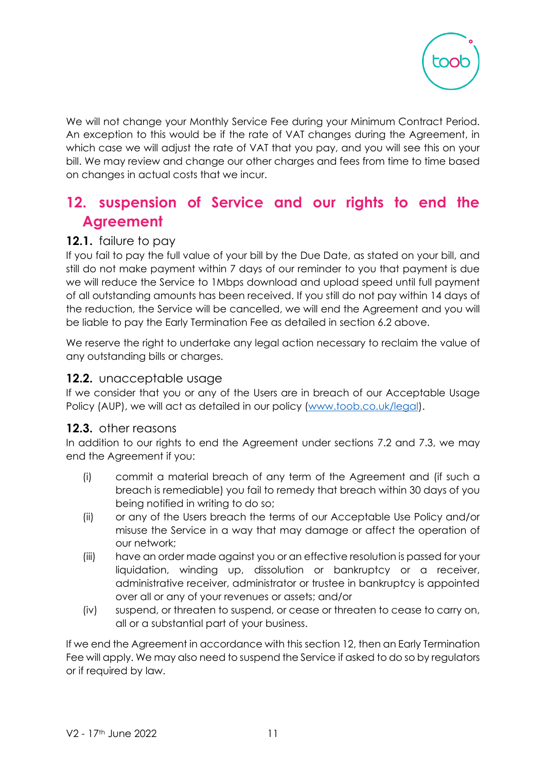We will not change your Monthly Service Fee during your Minimum Contract Period. An exception to this would be if the rate of VAT changes during the Agreement, in which case we will adjust the rate of VAT that you pay, and you will see this on your bill. We may review and change our other charges and fees from time to time based on changes in actual costs that we incur.

## 12. suspension of Service and our rights to end the Agreement

### 12.1. failure to pay

If you fail to pay the full value of your bill by the Due Date, as stated on your bill, and still do not make payment within 7 days of our reminder to you that payment is due we will reduce the Service to 1Mbps download and upload speed until full payment of all outstanding amounts has been received. If you still do not pay within 14 days of the reduction, the Service will be cancelled, we will end the Agreement and you will be liable to pay the Early Termination Fee as detailed in section 6.2 above.

We reserve the right to undertake any legal action necessary to reclaim the value of any outstanding bills or charges.

### 12.2. unacceptable usage

If we consider that you or any of the Users are in breach of our Acceptable Usage Policy (AUP), we will act as detailed in our policy ([www.toob.co.uk/legal](www.toob.co.uk/legal)).

### 12.3. other reasons

In addition to our rights to end the Agreement under sections 7.2 and 7.3, we may end the Agreement if you:

(i) commit a material breach of any term of the Agreement and (if such a breach is remediable) you fail to remedy that breach within 30 days of you being notified in writing to do so;

(ii) or any of the Users breach the terms of our Acceptable Use Policy and/or misuse the Service in a way that may damage or affect the operation of our network;

(iii) have an order made against you or an effective resolution is passed for your liquidation, winding up, dissolution or bankruptcy or a receiver, administrative receiver, administrator or trustee in bankruptcy is appointed over all or any of your revenues or assets; and/or

(iv) suspend, or threaten to suspend, or cease or threaten to cease to carry on, all or a substantial part of your business.

If we end the Agreement in accordance with this section 12, then an Early Termination Fee will apply. We may also need to suspend the Service if asked to do so by regulators or if required by law.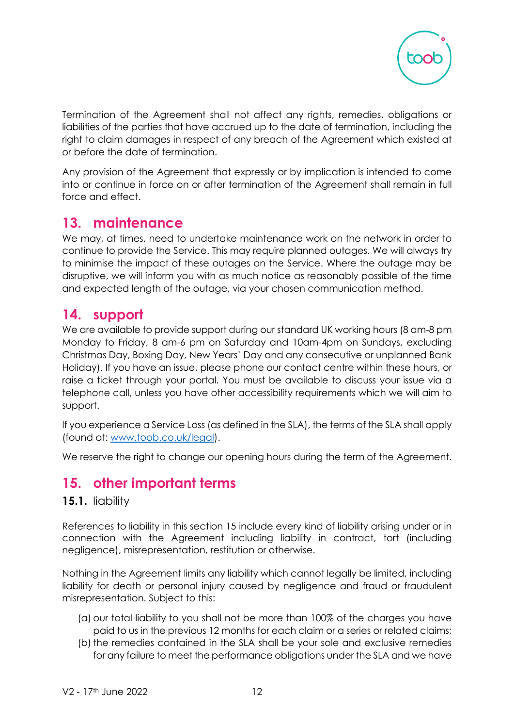Termination of the Agreement shall not affect any rights, remedies, obligations or liabilities of the parties that have accrued up to the date of termination, including the right to claim damages in respect of any breach of the Agreement which existed at or before the date of termination.

Any provision of the Agreement that expressly or by implication is intended to come into or continue in force on or after termination of the Agreement shall remain in full force and effect.

## 13. maintenance

We may, at times, need to undertake maintenance work on the network in order to continue to provide the Service. This may require planned outages. We will always try to minimise the impact of these outages on the Service. Where the outage may be disruptive, we will inform you with as much notice as reasonably possible of the time and expected length of the outage, via your chosen communication method.

## 14. support

We are available to provide support during our standard UK working hours (8 am-8 pm Monday to Friday, 8 am-6 pm on Saturday and 10am-4pm on Sundays, excluding Christmas Day, Boxing Day, New Years' Day and any consecutive or unplanned Bank Holiday). If you have an issue, please phone our contact centre within these hours, or raise a ticket through your portal. You must be available to discuss your issue via a telephone call, unless you have other accessibility requirements which we will aim to support.

If you experience a Service Loss (as defined in the SLA), the terms of the SLA shall apply (found at: [www.toob.co.uk/legal](www.toob.co.uk/legal)).

We reserve the right to change our opening hours during the term of the Agreement.

## 15. other important terms

### 15.1. liability

References to liability in this section 15 include every kind of liability arising under or in connection with the Agreement including liability in contract, tort (including negligence), misrepresentation, restitution or otherwise.

Nothing in the Agreement limits any liability which cannot legally be limited, including liability for death or personal injury caused by negligence and fraud or fraudulent misrepresentation. Subject to this:

(a) our total liability to you shall not be more than 100% of the charges you have paid to us in the previous 12 months for each claim or a series or related claims;

(b) the remedies contained in the SLA shall be your sole and exclusive remedies for any failure to meet the performance obligations under the SLA and we have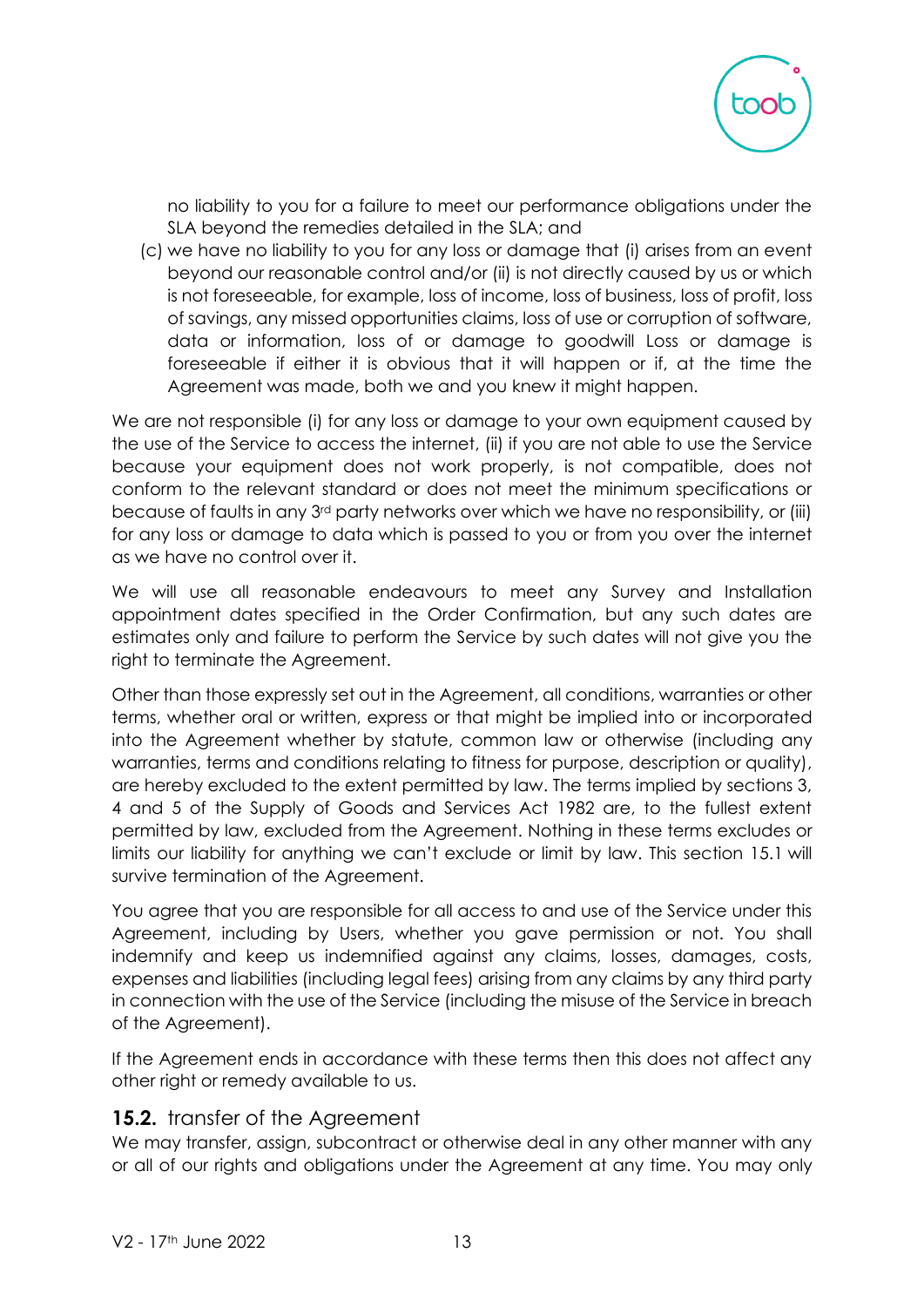no liability to you for a failure to meet our performance obligations under the SLA beyond the remedies detailed in the SLA; and

(c) we have no liability to you for any loss or damage that (i) arises from an event beyond our reasonable control and/or (ii) is not directly caused by us or which is not foreseeable, for example, loss of income, loss of business, loss of profit, loss of savings, any missed opportunities claims, loss of use or corruption of software, data or information, loss of or damage to goodwill Loss or damage is foreseeable if either it is obvious that it will happen or if, at the time the Agreement was made, both we and you knew it might happen.

We are not responsible (i) for any loss or damage to your own equipment caused by the use of the Service to access the internet, (ii) if you are not able to use the Service because your equipment does not work properly, is not compatible, does not conform to the relevant standard or does not meet the minimum specifications or because of faults in any 3rd party networks over which we have no responsibility, or (iii) for any loss or damage to data which is passed to you or from you over the internet as we have no control over it.

We will use all reasonable endeavours to meet any Survey and Installation appointment dates specified in the Order Confirmation, but any such dates are estimates only and failure to perform the Service by such dates will not give you the right to terminate the Agreement.

Other than those expressly set out in the Agreement, all conditions, warranties or other terms, whether oral or written, express or that might be implied into or incorporated into the Agreement whether by statute, common law or otherwise (including any warranties, terms and conditions relating to fitness for purpose, description or quality), are hereby excluded to the extent permitted by law. The terms implied by sections 3, 4 and 5 of the Supply of Goods and Services Act 1982 are, to the fullest extent permitted by law, excluded from the Agreement. Nothing in these terms excludes or limits our liability for anything we can't exclude or limit by law. This section 15.1 will survive termination of the Agreement.

You agree that you are responsible for all access to and use of the Service under this Agreement, including by Users, whether you gave permission or not. You shall indemnify and keep us indemnified against any claims, losses, damages, costs, expenses and liabilities (including legal fees) arising from any claims by any third party in connection with the use of the Service (including the misuse of the Service in breach of the Agreement).

If the Agreement ends in accordance with these terms then this does not affect any other right or remedy available to us.

### **15.2.** transfer of the Agreement

We may transfer, assign, subcontract or otherwise deal in any other manner with any or all of our rights and obligations under the Agreement at any time. You may only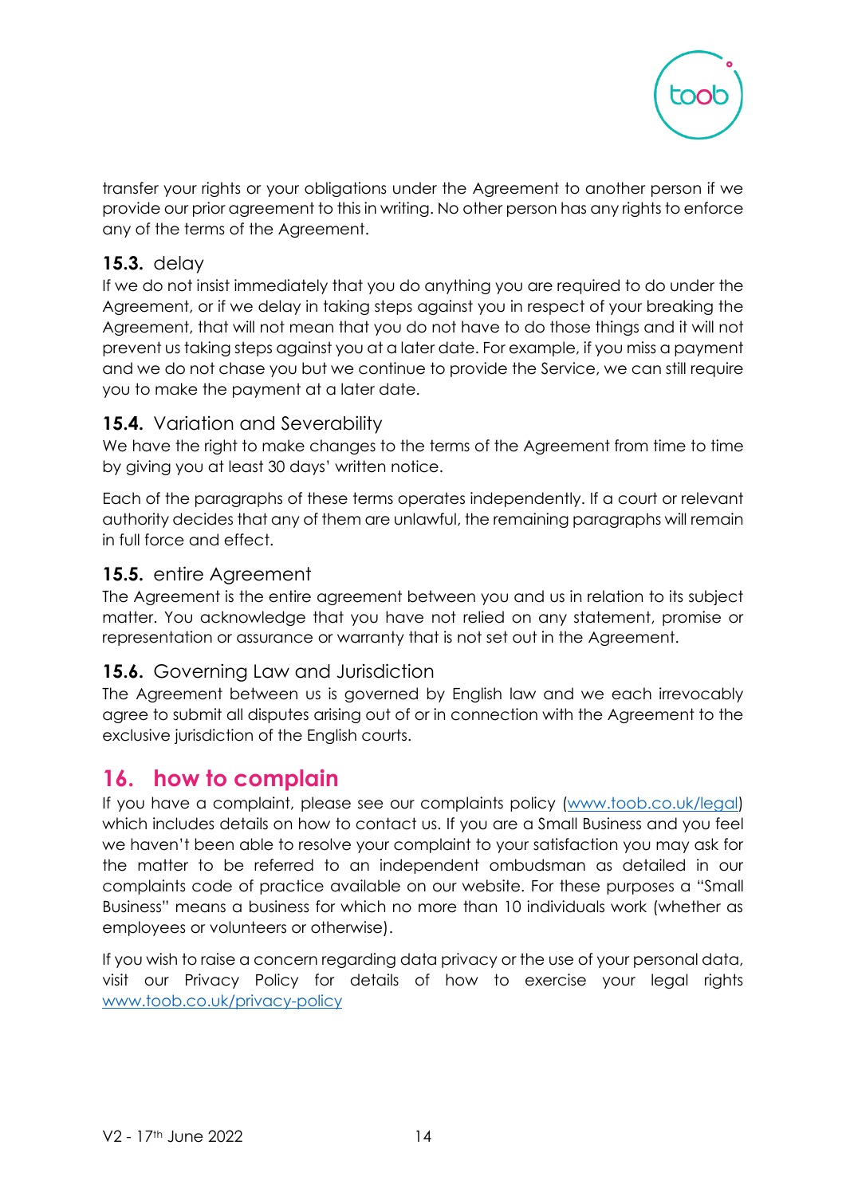transfer your rights or your obligations under the Agreement to another person if we provide our prior agreement to this in writing. No other person has any rights to enforce any of the terms of the Agreement.

### 15.3. delay

If we do not insist immediately that you do anything you are required to do under the Agreement, or if we delay in taking steps against you in respect of your breaking the Agreement, that will not mean that you do not have to do those things and it will not prevent us taking steps against you at a later date. For example, if you miss a payment and we do not chase you but we continue to provide the Service, we can still require you to make the payment at a later date.

### 15.4. Variation and Severability

We have the right to make changes to the terms of the Agreement from time to time by giving you at least 30 days' written notice.

Each of the paragraphs of these terms operates independently. If a court or relevant authority decides that any of them are unlawful, the remaining paragraphs will remain in full force and effect.

### 15.5. entire Agreement

The Agreement is the entire agreement between you and us in relation to its subject matter. You acknowledge that you have not relied on any statement, promise or representation or assurance or warranty that is not set out in the Agreement.

### 15.6. Governing Law and Jurisdiction

The Agreement between us is governed by English law and we each irrevocably agree to submit all disputes arising out of or in connection with the Agreement to the exclusive jurisdiction of the English courts.

## 16. how to complain

If you have a complaint, please see our complaints policy ([www.toob.co.uk/legal](www.toob.co.uk/legal)) which includes details on how to contact us. If you are a Small Business and you feel we haven't been able to resolve your complaint to your satisfaction you may ask for the matter to be referred to an independent ombudsman as detailed in our complaints code of practice available on our website. For these purposes a "Small Business" means a business for which no more than 10 individuals work (whether as employees or volunteers or otherwise).

If you wish to raise a concern regarding data privacy or the use of your personal data, visit our Privacy Policy for details of how to exercise your legal rights [www.toob.co.uk/privacy-policy](www.toob.co.uk/privacy-policy)

V2 - 17th June 2022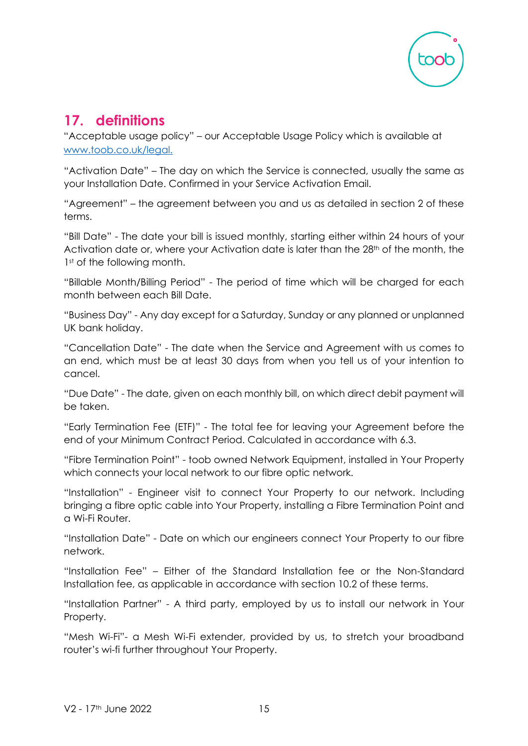## 17. definitions

"Acceptable usage policy" – our Acceptable Usage Policy which is available at [www.toob.co.uk/legal.](http://www.toob.co.uk/legal)

"Activation Date" – The day on which the Service is connected, usually the same as your Installation Date. Confirmed in your Service Activation Email.

"Agreement" – the agreement between you and us as detailed in section 2 of these terms.

"Bill Date" - The date your bill is issued monthly, starting either within 24 hours of your Activation date or, where your Activation date is later than the 28th of the month, the 1st of the following month.

"Billable Month/Billing Period" - The period of time which will be charged for each month between each Bill Date.

"Business Day" - Any day except for a Saturday, Sunday or any planned or unplanned UK bank holiday.

"Cancellation Date" - The date when the Service and Agreement with us comes to an end, which must be at least 30 days from when you tell us of your intention to cancel.

"Due Date" - The date, given on each monthly bill, on which direct debit payment will be taken.

"Early Termination Fee (ETF)" - The total fee for leaving your Agreement before the end of your Minimum Contract Period. Calculated in accordance with 6.3.

"Fibre Termination Point" - toob owned Network Equipment, installed in Your Property which connects your local network to our fibre optic network.

"Installation" - Engineer visit to connect Your Property to our network. Including bringing a fibre optic cable into Your Property, installing a Fibre Termination Point and a Wi-Fi Router.

"Installation Date" - Date on which our engineers connect Your Property to our fibre network.

"Installation Fee" – Either of the Standard Installation fee or the Non-Standard Installation fee, as applicable in accordance with section 10.2 of these terms.

"Installation Partner" - A third party, employed by us to install our network in Your Property.

"Mesh Wi-Fi"- a Mesh Wi-Fi extender, provided by us, to stretch your broadband router's wi-fi further throughout Your Property.

V2 - 17th June 2022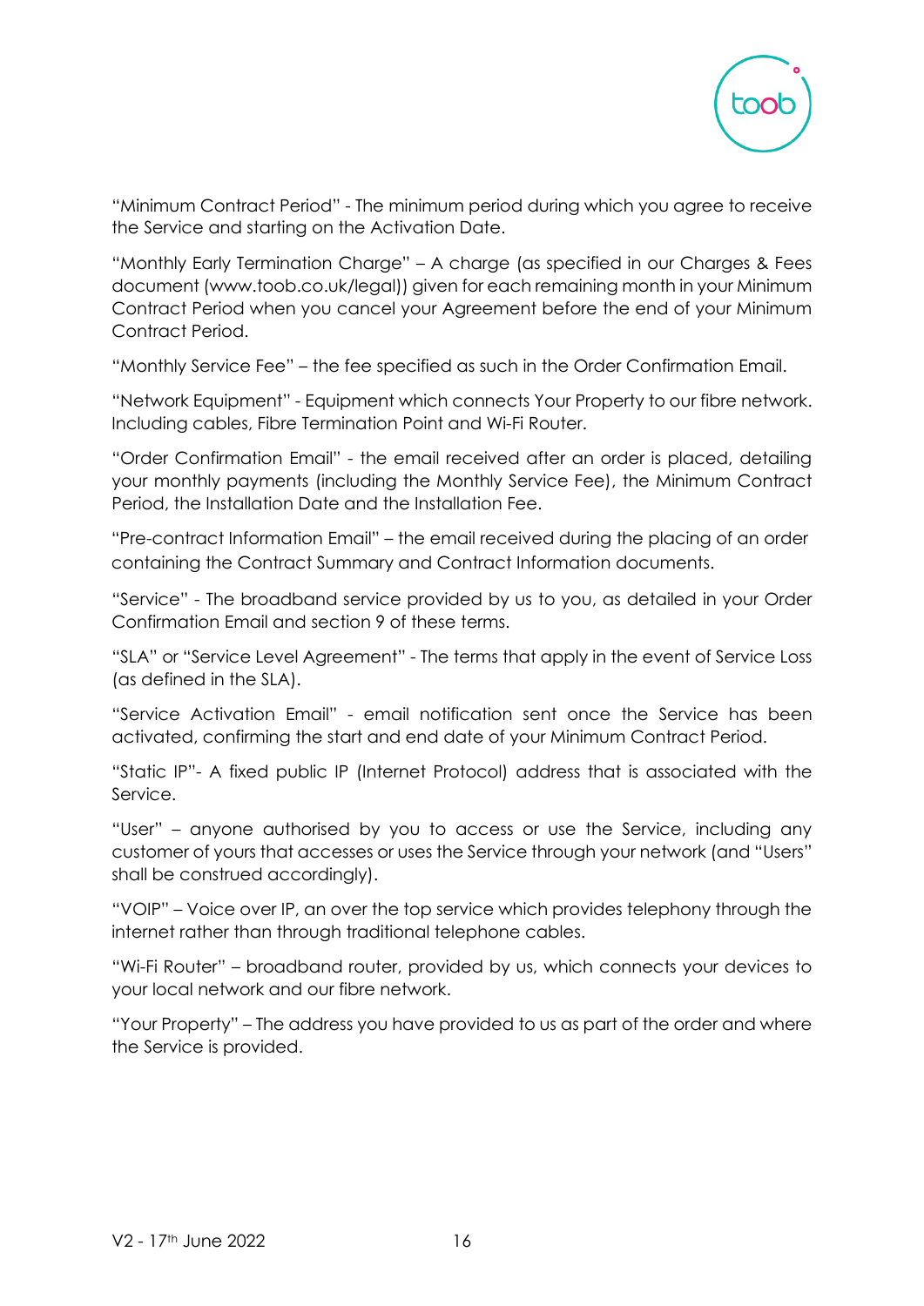"Minimum Contract Period" - The minimum period during which you agree to receive the Service and starting on the Activation Date.

"Monthly Early Termination Charge" – A charge (as specified in our Charges & Fees document (www.toob.co.uk/legal)) given for each remaining month in your Minimum Contract Period when you cancel your Agreement before the end of your Minimum Contract Period.

"Monthly Service Fee" – the fee specified as such in the Order Confirmation Email.

"Network Equipment" - Equipment which connects Your Property to our fibre network. Including cables, Fibre Termination Point and Wi-Fi Router.

"Order Confirmation Email" - the email received after an order is placed, detailing your monthly payments (including the Monthly Service Fee), the Minimum Contract Period, the Installation Date and the Installation Fee.

"Pre-contract Information Email" – the email received during the placing of an order containing the Contract Summary and Contract Information documents.

"Service" - The broadband service provided by us to you, as detailed in your Order Confirmation Email and section 9 of these terms.

"SLA" or "Service Level Agreement" - The terms that apply in the event of Service Loss (as defined in the SLA).

"Service Activation Email" - email notification sent once the Service has been activated, confirming the start and end date of your Minimum Contract Period.

"Static IP"- A fixed public IP (Internet Protocol) address that is associated with the Service.

"User" – anyone authorised by you to access or use the Service, including any customer of yours that accesses or uses the Service through your network (and "Users" shall be construed accordingly).

"VOIP" – Voice over IP, an over the top service which provides telephony through the internet rather than through traditional telephone cables.

"Wi-Fi Router" – broadband router, provided by us, which connects your devices to your local network and our fibre network.

"Your Property" – The address you have provided to us as part of the order and where the Service is provided.